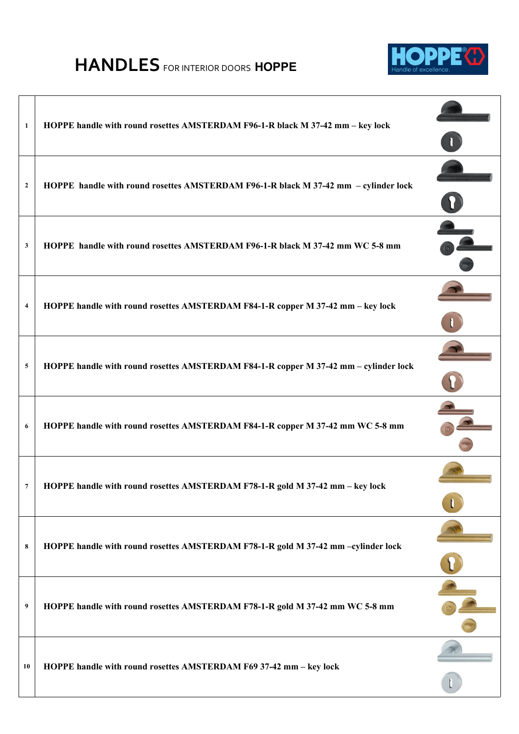# HANDLES FOR INTERIOR DOORS HOPPE

| | | |
|---|---|---|
| 1 | HOPPE handle with round rosettes AMSTERDAM F96-1-R black M 37-42 mm – key lock | |
| 2 | HOPPE handle with round rosettes AMSTERDAM F96-1-R black M 37-42 mm – cylinder lock | |
| 3 | HOPPE handle with round rosettes AMSTERDAM F96-1-R black M 37-42 mm WC 5-8 mm | |
| 4 | HOPPE handle with round rosettes AMSTERDAM F84-1-R copper M 37-42 mm – key lock | |
| 5 | HOPPE handle with round rosettes AMSTERDAM F84-1-R copper M 37-42 mm – cylinder lock | |
| 6 | HOPPE handle with round rosettes AMSTERDAM F84-1-R copper M 37-42 mm WC 5-8 mm | |
| 7 | HOPPE handle with round rosettes AMSTERDAM F78-1-R gold M 37-42 mm – key lock | |
| 8 | HOPPE handle with round rosettes AMSTERDAM F78-1-R gold M 37-42 mm –cylinder lock | |
| 9 | HOPPE handle with round rosettes AMSTERDAM F78-1-R gold M 37-42 mm WC 5-8 mm | |
| 10 | HOPPE handle with round rosettes AMSTERDAM F69 37-42 mm – key lock | |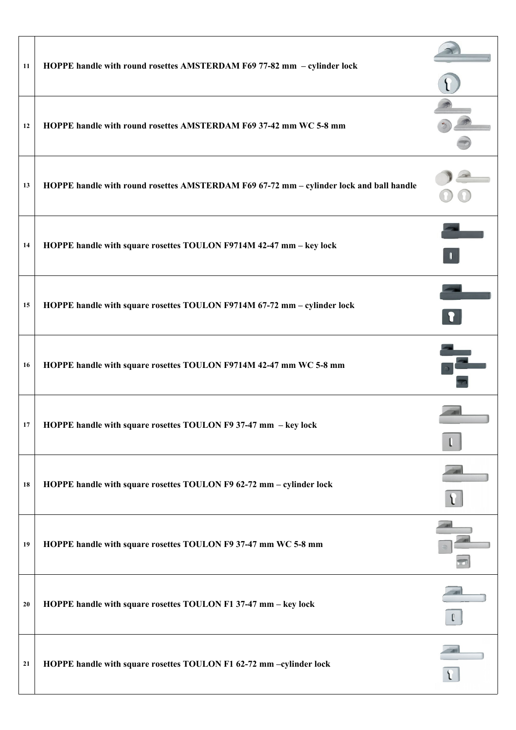| | | |
|---|---|---|
| 11 | **HOPPE handle with round rosettes AMSTERDAM F69 77-82 mm – cylinder lock** | |
| 12 | **HOPPE handle with round rosettes AMSTERDAM F69 37-42 mm WC 5-8 mm** | |
| 13 | **HOPPE handle with round rosettes AMSTERDAM F69 67-72 mm – cylinder lock and ball handle** | |
| 14 | **HOPPE handle with square rosettes TOULON F9714M 42-47 mm – key lock** | |
| 15 | **HOPPE handle with square rosettes TOULON F9714M 67-72 mm – cylinder lock** | |
| 16 | **HOPPE handle with square rosettes TOULON F9714M 42-47 mm WC 5-8 mm** | |
| 17 | **HOPPE handle with square rosettes TOULON F9 37-47 mm – key lock** | |
| 18 | **HOPPE handle with square rosettes TOULON F9 62-72 mm – cylinder lock** | |
| 19 | **HOPPE handle with square rosettes TOULON F9 37-47 mm WC 5-8 mm** | |
| 20 | **HOPPE handle with square rosettes TOULON F1 37-47 mm – key lock** | |
| 21 | **HOPPE handle with square rosettes TOULON F1 62-72 mm –cylinder lock** | |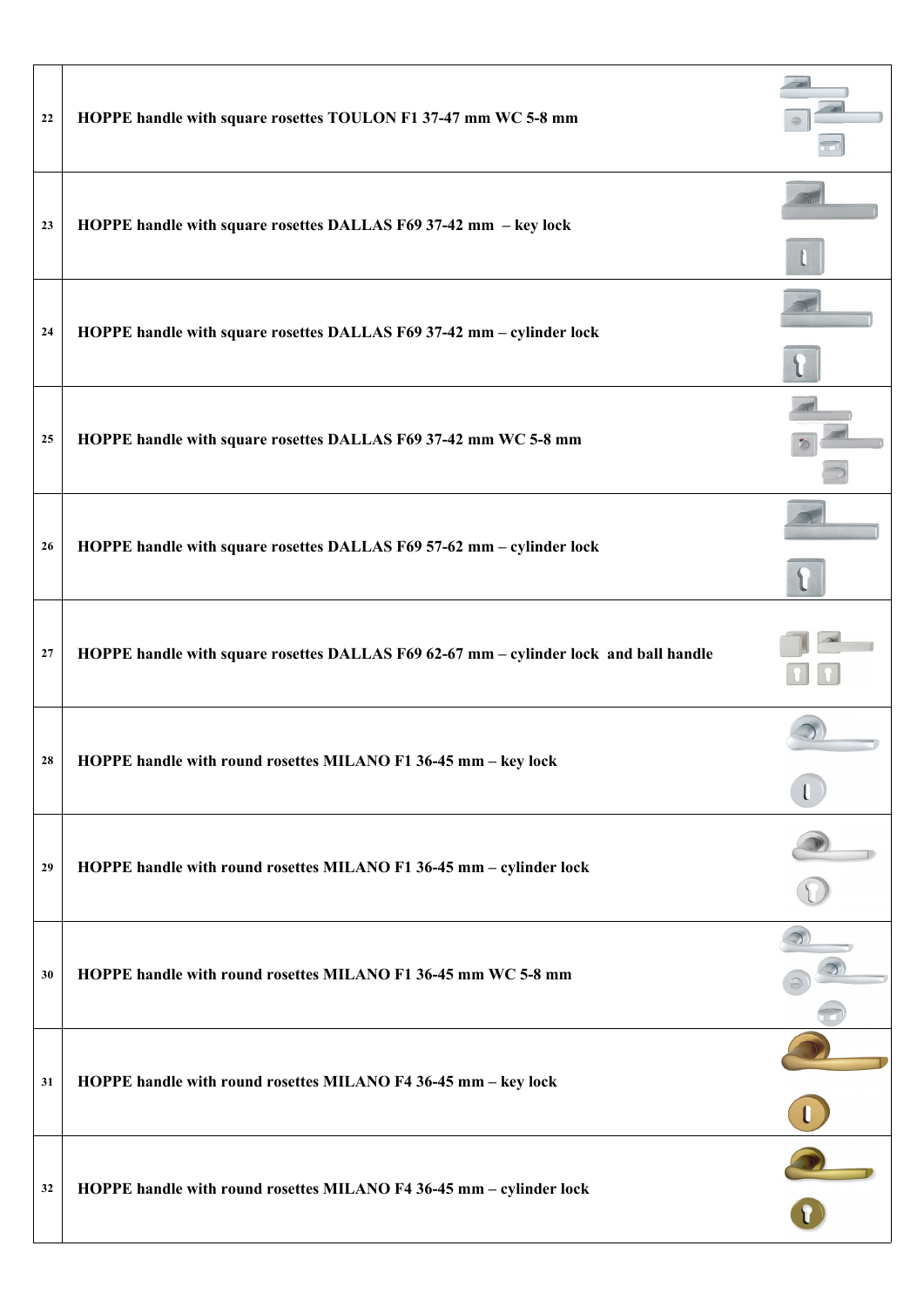| | | |
|---|---|---|
| 22 | **HOPPE handle with square rosettes TOULON F1 37-47 mm WC 5-8 mm** | |
| 23 | **HOPPE handle with square rosettes DALLAS F69 37-42 mm – key lock** | |
| 24 | **HOPPE handle with square rosettes DALLAS F69 37-42 mm – cylinder lock** | |
| 25 | **HOPPE handle with square rosettes DALLAS F69 37-42 mm WC 5-8 mm** | |
| 26 | **HOPPE handle with square rosettes DALLAS F69 57-62 mm – cylinder lock** | |
| 27 | **HOPPE handle with square rosettes DALLAS F69 62-67 mm – cylinder lock and ball handle** | |
| 28 | **HOPPE handle with round rosettes MILANO F1 36-45 mm – key lock** | |
| 29 | **HOPPE handle with round rosettes MILANO F1 36-45 mm – cylinder lock** | |
| 30 | **HOPPE handle with round rosettes MILANO F1 36-45 mm WC 5-8 mm** | |
| 31 | **HOPPE handle with round rosettes MILANO F4 36-45 mm – key lock** | |
| 32 | **HOPPE handle with round rosettes MILANO F4 36-45 mm – cylinder lock** | |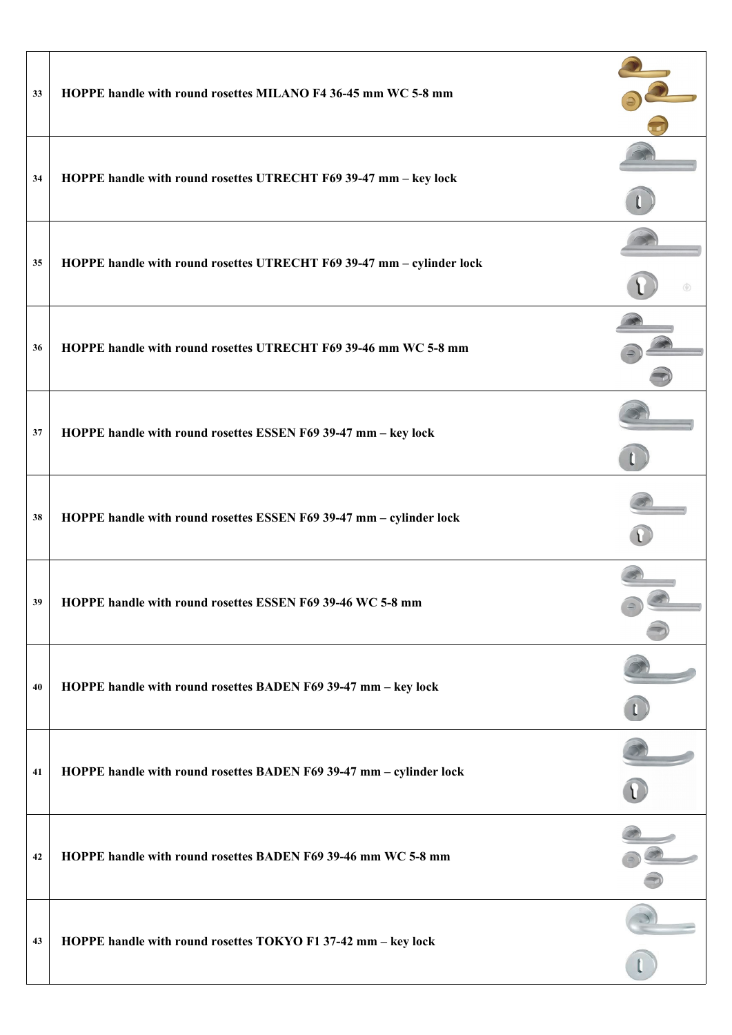| | | |
|---|---|---|
| 33 | **HOPPE handle with round rosettes MILANO F4 36-45 mm WC 5-8 mm** | |
| 34 | **HOPPE handle with round rosettes UTRECHT F69 39-47 mm – key lock** | |
| 35 | **HOPPE handle with round rosettes UTRECHT F69 39-47 mm – cylinder lock** | |
| 36 | **HOPPE handle with round rosettes UTRECHT F69 39-46 mm WC 5-8 mm** | |
| 37 | **HOPPE handle with round rosettes ESSEN F69 39-47 mm – key lock** | |
| 38 | **HOPPE handle with round rosettes ESSEN F69 39-47 mm – cylinder lock** | |
| 39 | **HOPPE handle with round rosettes ESSEN F69 39-46 WC 5-8 mm** | |
| 40 | **HOPPE handle with round rosettes BADEN F69 39-47 mm – key lock** | |
| 41 | **HOPPE handle with round rosettes BADEN F69 39-47 mm – cylinder lock** | |
| 42 | **HOPPE handle with round rosettes BADEN F69 39-46 mm WC 5-8 mm** | |
| 43 | **HOPPE handle with round rosettes TOKYO F1 37-42 mm – key lock** | |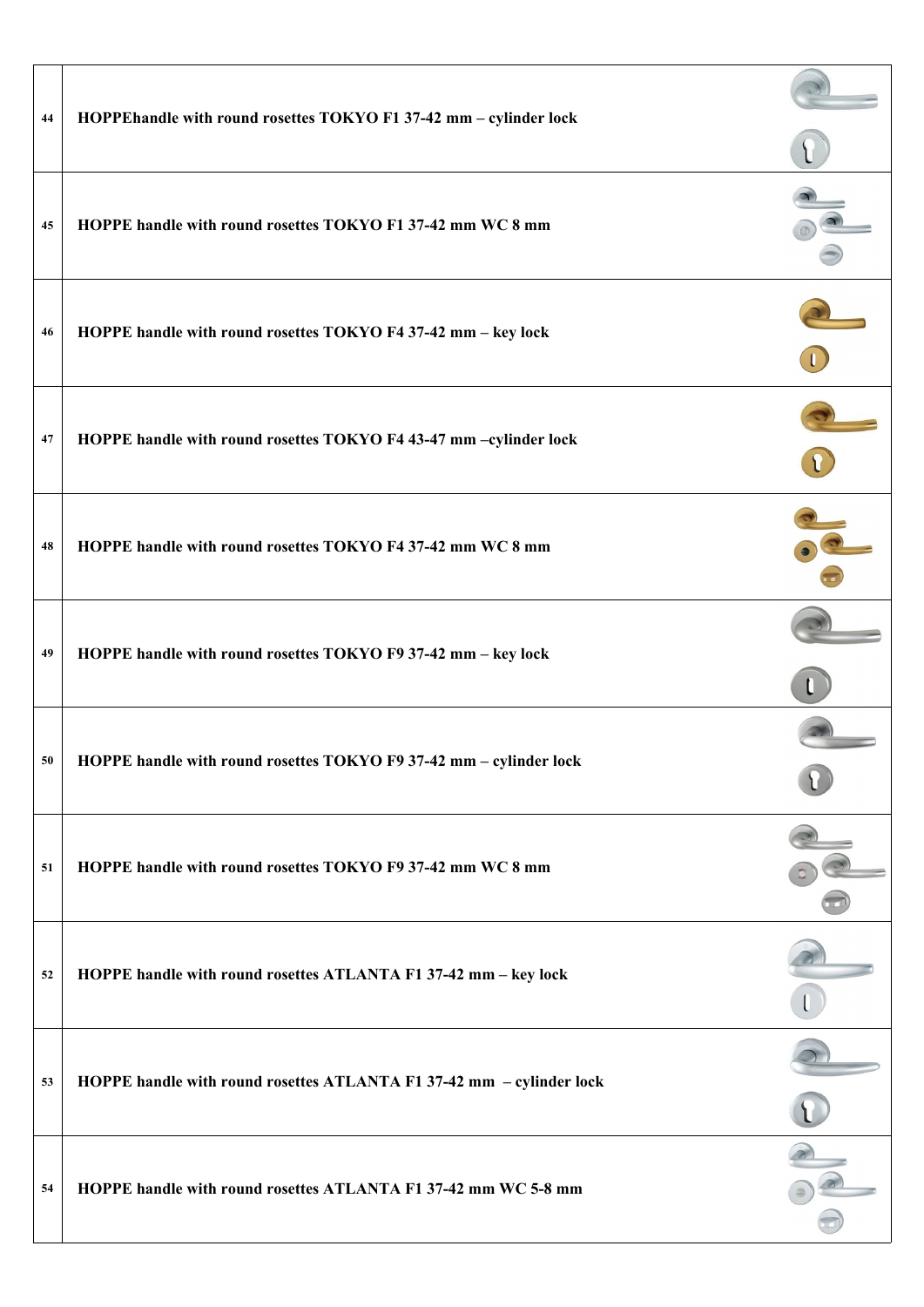| | | |
|---|---|---|
| 44 | **HOPPEhandle with round rosettes TOKYO F1 37-42 mm – cylinder lock** | |
| 45 | **HOPPE handle with round rosettes TOKYO F1 37-42 mm WC 8 mm** | |
| 46 | **HOPPE handle with round rosettes TOKYO F4 37-42 mm – key lock** | |
| 47 | **HOPPE handle with round rosettes TOKYO F4 43-47 mm –cylinder lock** | |
| 48 | **HOPPE handle with round rosettes TOKYO F4 37-42 mm WC 8 mm** | |
| 49 | **HOPPE handle with round rosettes TOKYO F9 37-42 mm – key lock** | |
| 50 | **HOPPE handle with round rosettes TOKYO F9 37-42 mm – cylinder lock** | |
| 51 | **HOPPE handle with round rosettes TOKYO F9 37-42 mm WC 8 mm** | |
| 52 | **HOPPE handle with round rosettes ATLANTA F1 37-42 mm – key lock** | |
| 53 | **HOPPE handle with round rosettes ATLANTA F1 37-42 mm – cylinder lock** | |
| 54 | **HOPPE handle with round rosettes ATLANTA F1 37-42 mm WC 5-8 mm** | |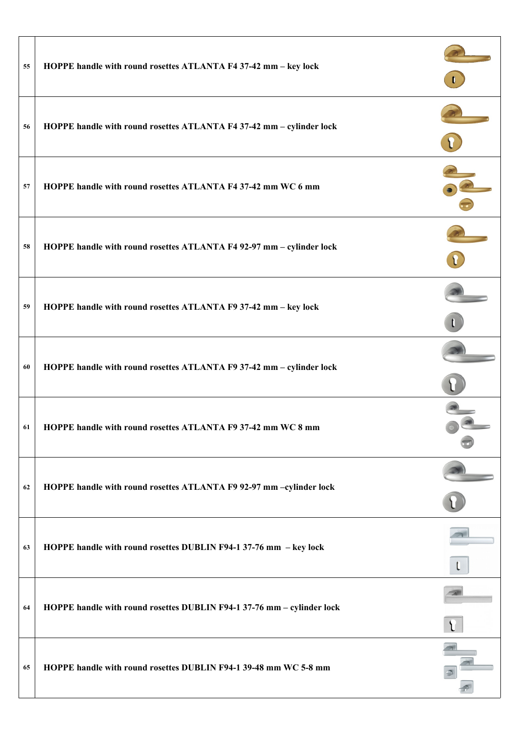| | | |
|---|---|---|
| 55 | **HOPPE handle with round rosettes ATLANTA F4 37-42 mm – key lock** | |
| 56 | **HOPPE handle with round rosettes ATLANTA F4 37-42 mm – cylinder lock** | |
| 57 | **HOPPE handle with round rosettes ATLANTA F4 37-42 mm WC 6 mm** | |
| 58 | **HOPPE handle with round rosettes ATLANTA F4 92-97 mm – cylinder lock** | |
| 59 | **HOPPE handle with round rosettes ATLANTA F9 37-42 mm – key lock** | |
| 60 | **HOPPE handle with round rosettes ATLANTA F9 37-42 mm – cylinder lock** | |
| 61 | **HOPPE handle with round rosettes ATLANTA F9 37-42 mm WC 8 mm** | |
| 62 | **HOPPE handle with round rosettes ATLANTA F9 92-97 mm –cylinder lock** | |
| 63 | **HOPPE handle with round rosettes DUBLIN F94-1 37-76 mm – key lock** | |
| 64 | **HOPPE handle with round rosettes DUBLIN F94-1 37-76 mm – cylinder lock** | |
| 65 | **HOPPE handle with round rosettes DUBLIN F94-1 39-48 mm WC 5-8 mm** | |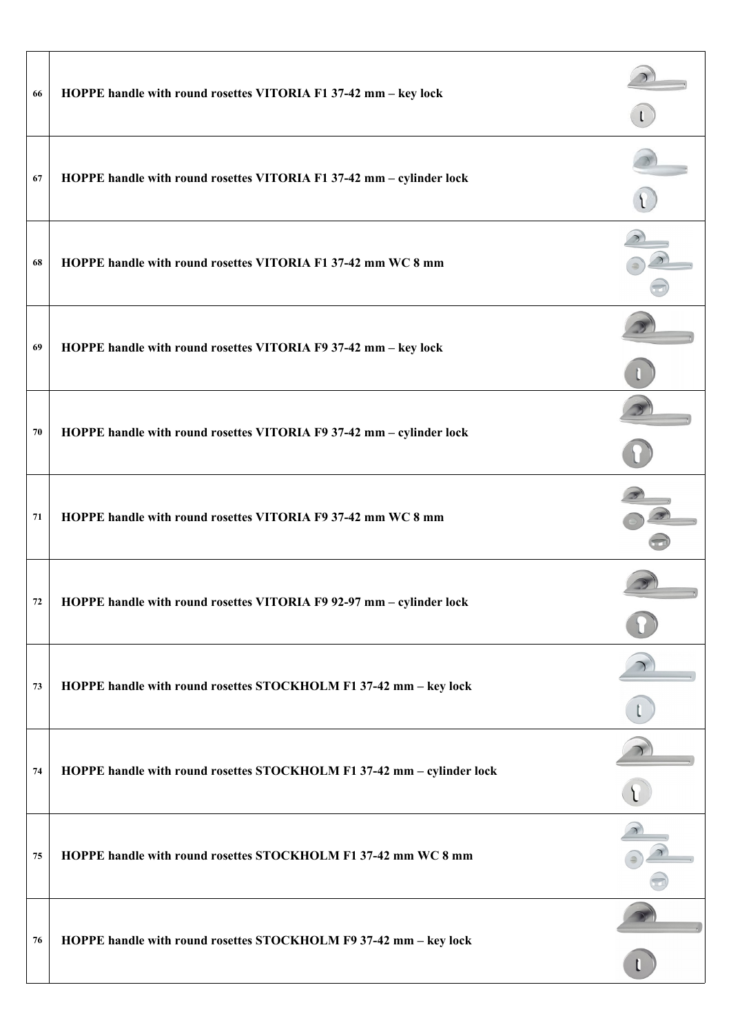| | | |
|---|---|---|
| 66 | **HOPPE handle with round rosettes VITORIA F1 37-42 mm – key lock** | |
| 67 | **HOPPE handle with round rosettes VITORIA F1 37-42 mm – cylinder lock** | |
| 68 | **HOPPE handle with round rosettes VITORIA F1 37-42 mm WC 8 mm** | |
| 69 | **HOPPE handle with round rosettes VITORIA F9 37-42 mm – key lock** | |
| 70 | **HOPPE handle with round rosettes VITORIA F9 37-42 mm – cylinder lock** | |
| 71 | **HOPPE handle with round rosettes VITORIA F9 37-42 mm WC 8 mm** | |
| 72 | **HOPPE handle with round rosettes VITORIA F9 92-97 mm – cylinder lock** | |
| 73 | **HOPPE handle with round rosettes STOCKHOLM F1 37-42 mm – key lock** | |
| 74 | **HOPPE handle with round rosettes STOCKHOLM F1 37-42 mm – cylinder lock** | |
| 75 | **HOPPE handle with round rosettes STOCKHOLM F1 37-42 mm WC 8 mm** | |
| 76 | **HOPPE handle with round rosettes STOCKHOLM F9 37-42 mm – key lock** | |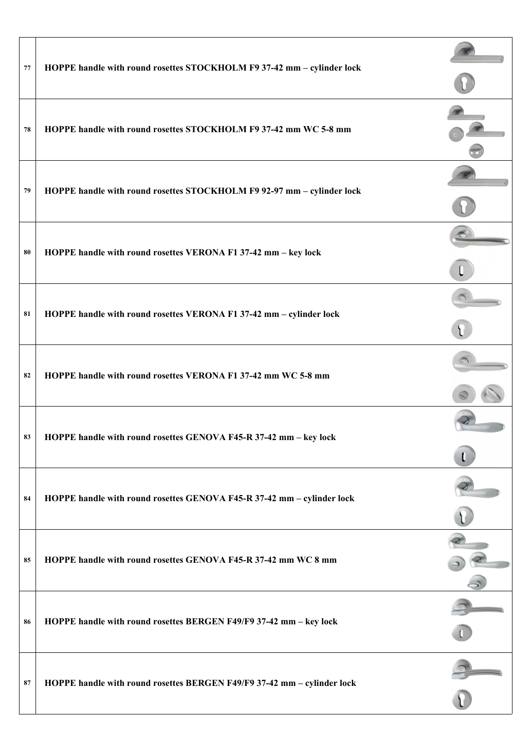| | | |
|---|---|---|
| 77 | **HOPPE handle with round rosettes STOCKHOLM F9 37-42 mm – cylinder lock** | |
| 78 | **HOPPE handle with round rosettes STOCKHOLM F9 37-42 mm WC 5-8 mm** | |
| 79 | **HOPPE handle with round rosettes STOCKHOLM F9 92-97 mm – cylinder lock** | |
| 80 | **HOPPE handle with round rosettes VERONA F1 37-42 mm – key lock** | |
| 81 | **HOPPE handle with round rosettes VERONA F1 37-42 mm – cylinder lock** | |
| 82 | **HOPPE handle with round rosettes VERONA F1 37-42 mm WC 5-8 mm** | |
| 83 | **HOPPE handle with round rosettes GENOVA F45-R 37-42 mm – key lock** | |
| 84 | **HOPPE handle with round rosettes GENOVA F45-R 37-42 mm – cylinder lock** | |
| 85 | **HOPPE handle with round rosettes GENOVA F45-R 37-42 mm WC 8 mm** | |
| 86 | **HOPPE handle with round rosettes BERGEN F49/F9 37-42 mm – key lock** | |
| 87 | **HOPPE handle with round rosettes BERGEN F49/F9 37-42 mm – cylinder lock** | |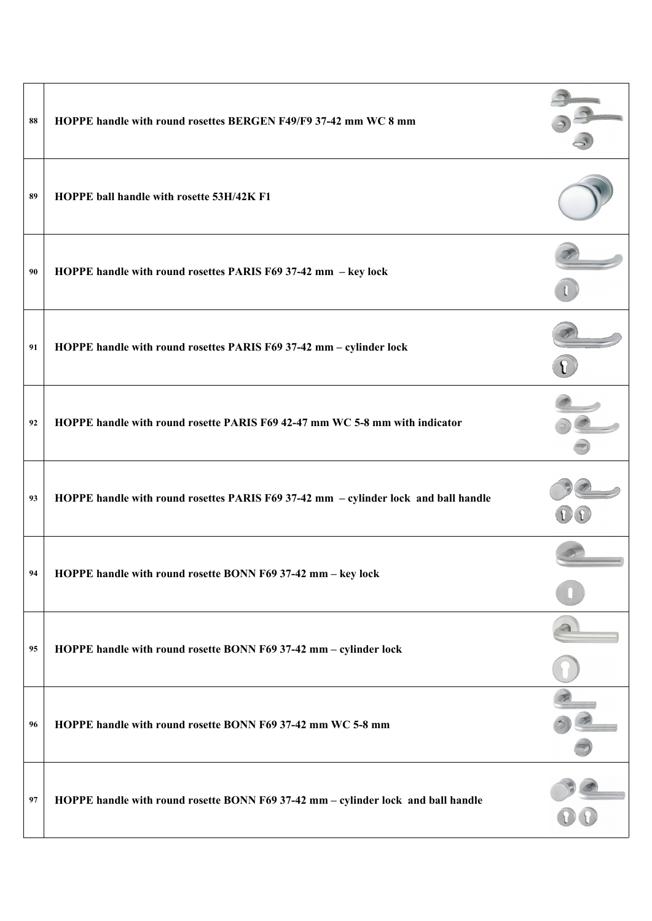| | | |
|---|---|---|
| 88 | **HOPPE handle with round rosettes BERGEN F49/F9 37-42 mm WC 8 mm** | |
| 89 | **HOPPE ball handle with rosette 53H/42K F1** | |
| 90 | **HOPPE handle with round rosettes PARIS F69 37-42 mm – key lock** | |
| 91 | **HOPPE handle with round rosettes PARIS F69 37-42 mm – cylinder lock** | |
| 92 | **HOPPE handle with round rosette PARIS F69 42-47 mm WC 5-8 mm with indicator** | |
| 93 | **HOPPE handle with round rosettes PARIS F69 37-42 mm – cylinder lock and ball handle** | |
| 94 | **HOPPE handle with round rosette BONN F69 37-42 mm – key lock** | |
| 95 | **HOPPE handle with round rosette BONN F69 37-42 mm – cylinder lock** | |
| 96 | **HOPPE handle with round rosette BONN F69 37-42 mm WC 5-8 mm** | |
| 97 | **HOPPE handle with round rosette BONN F69 37-42 mm – cylinder lock and ball handle** | |